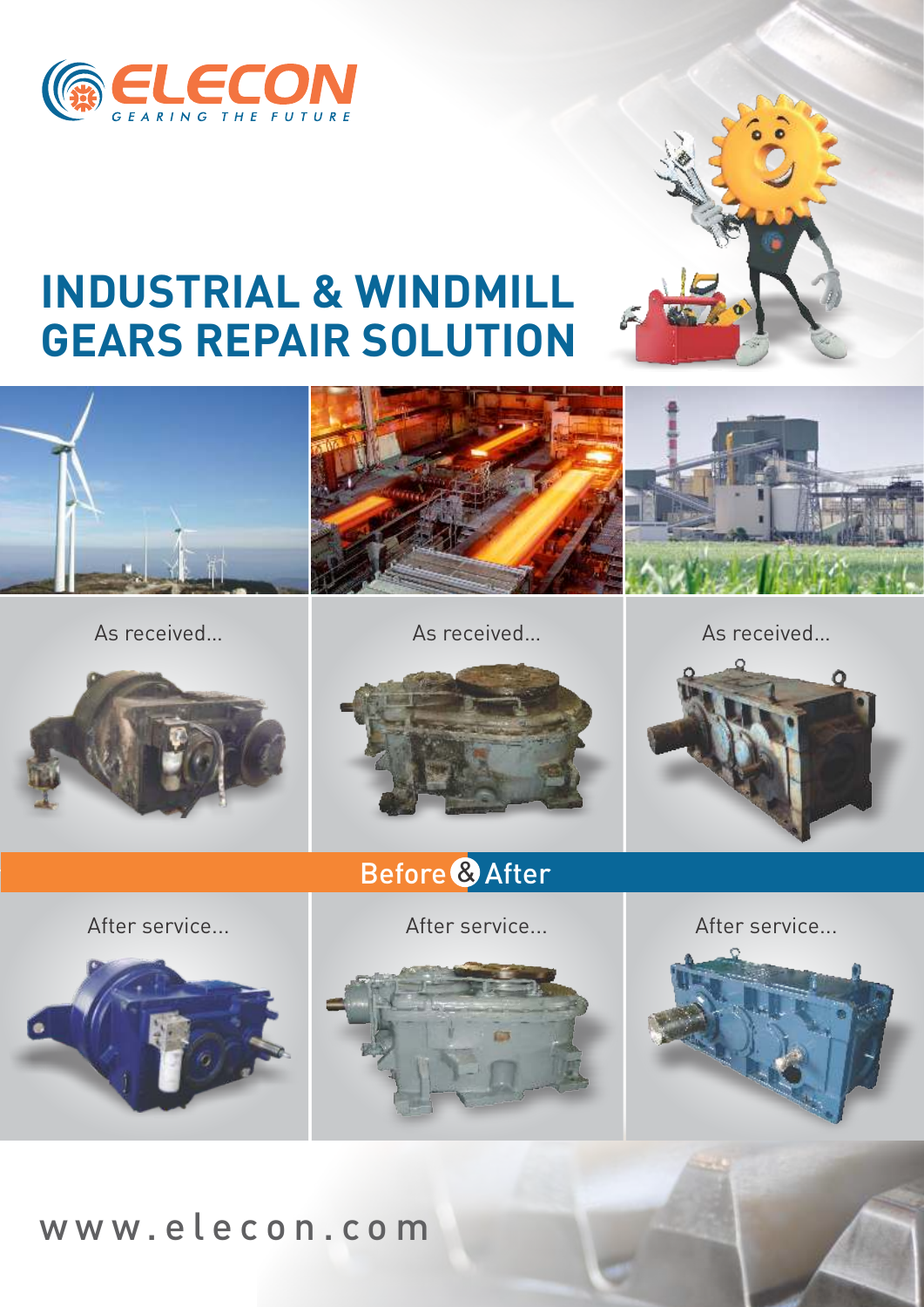ELECON

GEARING THE FUTURE

# INDUSTRIAL & WINDMILL GEARS REPAIR SOLUTION

As received...

As received...

As received...

Before & After

After service...

After service...

After service...

www.elecon.com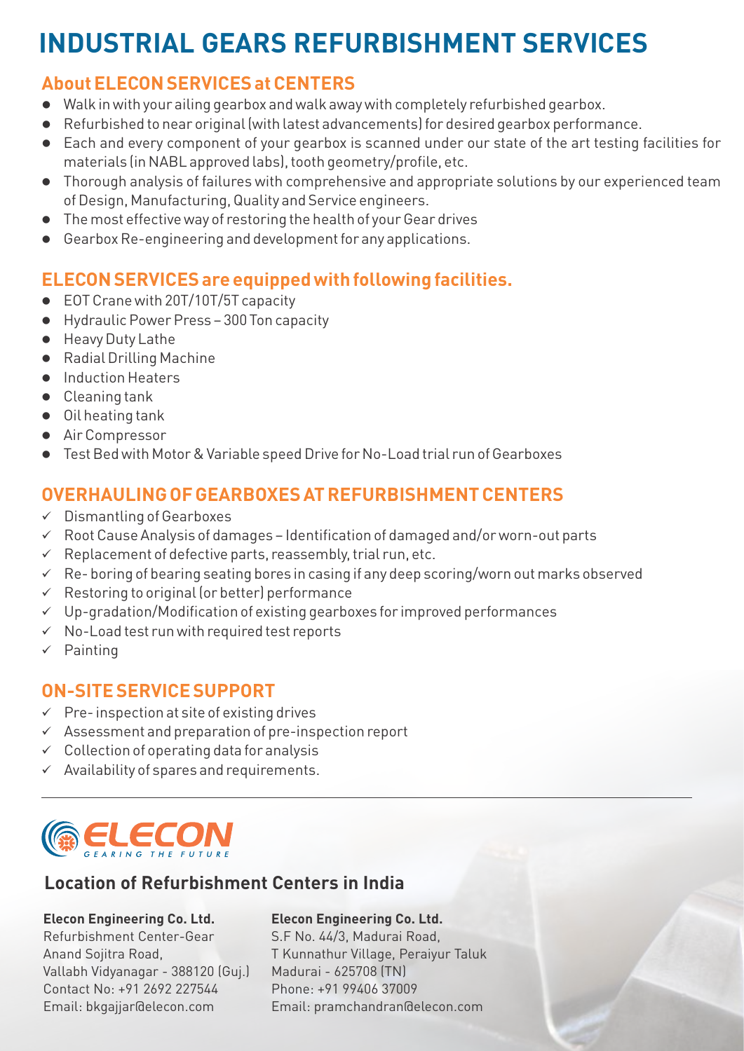# INDUSTRIAL GEARS REFURBISHMENT SERVICES

## About ELECON SERVICES at CENTERS

- Walk in with your ailing gearbox and walk away with completely refurbished gearbox.
- Refurbished to near original (with latest advancements) for desired gearbox performance.
- Each and every component of your gearbox is scanned under our state of the art testing facilities for materials (in NABL approved labs), tooth geometry/profile, etc.
- Thorough analysis of failures with comprehensive and appropriate solutions by our experienced team of Design, Manufacturing, Quality and Service engineers.
- The most effective way of restoring the health of your Gear drives
- Gearbox Re-engineering and development for any applications.

## ELECON SERVICES are equipped with following facilities.

- EOT Crane with 20T/10T/5T capacity
- Hydraulic Power Press – 300 Ton capacity
- Heavy Duty Lathe
- Radial Drilling Machine
- Induction Heaters
- Cleaning tank
- Oil heating tank
- Air Compressor
- Test Bed with Motor & Variable speed Drive for No-Load trial run of Gearboxes

## OVERHAULING OF GEARBOXES AT REFURBISHMENT CENTERS

- ✓ Dismantling of Gearboxes
- ✓ Root Cause Analysis of damages – Identification of damaged and/or worn-out parts
- ✓ Replacement of defective parts, reassembly, trial run, etc.
- ✓ Re- boring of bearing seating bores in casing if any deep scoring/worn out marks observed
- ✓ Restoring to original (or better) performance
- ✓ Up-gradation/Modification of existing gearboxes for improved performances
- ✓ No-Load test run with required test reports
- ✓ Painting

## ON-SITE SERVICE SUPPORT

- ✓ Pre- inspection at site of existing drives
- ✓ Assessment and preparation of pre-inspection report
- ✓ Collection of operating data for analysis
- ✓ Availability of spares and requirements.

---

ELECON
GEARING THE FUTURE

## Location of Refurbishment Centers in India

**Elecon Engineering Co. Ltd.**
Refurbishment Center-Gear
Anand Sojitra Road,
Vallabh Vidyanagar - 388120 (Guj.)
Contact No: +91 2692 227544
Email: bkgajjar@elecon.com

**Elecon Engineering Co. Ltd.**
S.F No. 44/3, Madurai Road,
T Kunnathur Village, Peraiyur Taluk
Madurai - 625708 (TN)
Phone: +91 99406 37009
Email: pramchandran@elecon.com